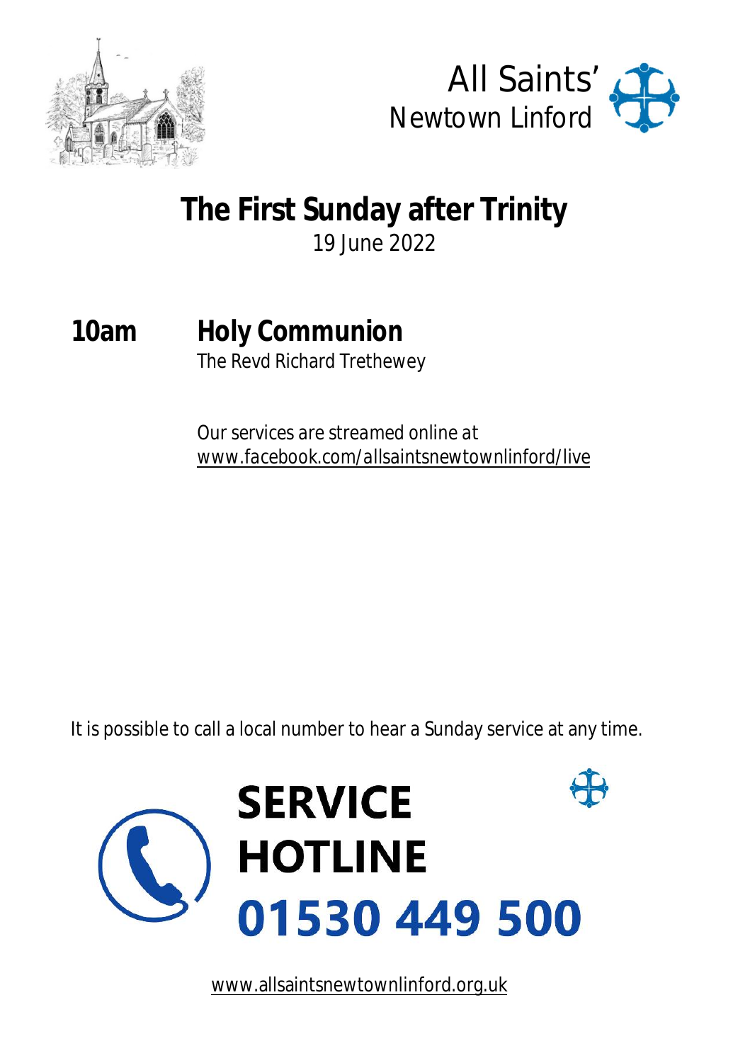All Saints'
Newtown Linford

# The First Sunday after Trinity

19 June 2022

## 10am Holy Communion

The Revd Richard Trethewey

Our services are streamed online at
www.facebook.com/allsaintsnewtownlinford/live

It is possible to call a local number to hear a Sunday service at any time.

**SERVICE HOTLINE**
**01530 449 500**

www.allsaintsnewtownlinford.org.uk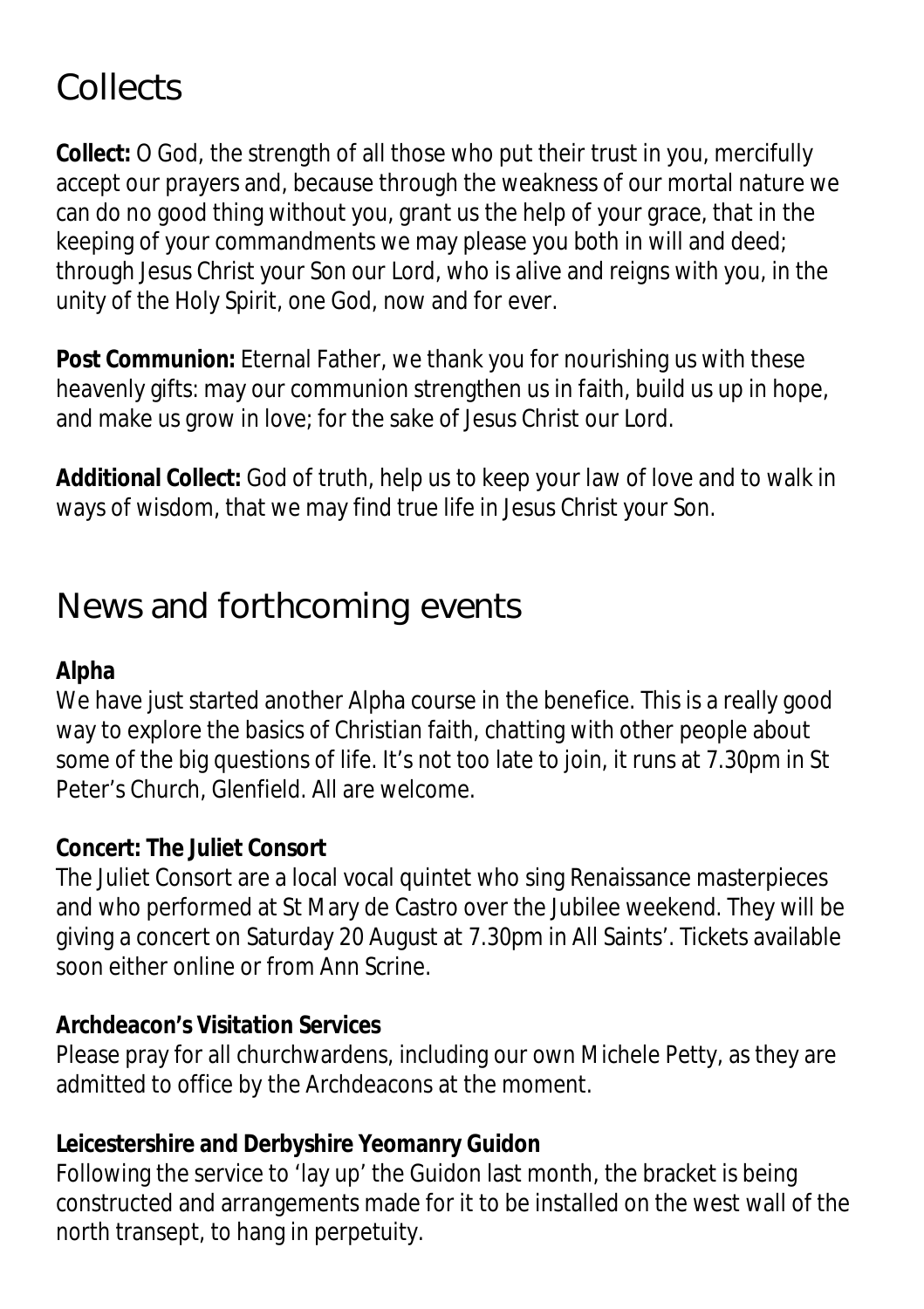# Collects

**Collect:** O God, the strength of all those who put their trust in you, mercifully accept our prayers and, because through the weakness of our mortal nature we can do no good thing without you, grant us the help of your grace, that in the keeping of your commandments we may please you both in will and deed; through Jesus Christ your Son our Lord, who is alive and reigns with you, in the unity of the Holy Spirit, one God, now and for ever.

**Post Communion:** Eternal Father, we thank you for nourishing us with these heavenly gifts: may our communion strengthen us in faith, build us up in hope, and make us grow in love; for the sake of Jesus Christ our Lord.

**Additional Collect:** God of truth, help us to keep your law of love and to walk in ways of wisdom, that we may find true life in Jesus Christ your Son.

# News and forthcoming events

**Alpha**

We have just started another Alpha course in the benefice. This is a really good way to explore the basics of Christian faith, chatting with other people about some of the big questions of life. It's not too late to join, it runs at 7.30pm in St Peter's Church, Glenfield. All are welcome.

**Concert: The Juliet Consort**

The Juliet Consort are a local vocal quintet who sing Renaissance masterpieces and who performed at St Mary de Castro over the Jubilee weekend. They will be giving a concert on Saturday 20 August at 7.30pm in All Saints'. Tickets available soon either online or from Ann Scrine.

**Archdeacon's Visitation Services**

Please pray for all churchwardens, including our own Michele Petty, as they are admitted to office by the Archdeacons at the moment.

**Leicestershire and Derbyshire Yeomanry Guidon**

Following the service to 'lay up' the Guidon last month, the bracket is being constructed and arrangements made for it to be installed on the west wall of the north transept, to hang in perpetuity.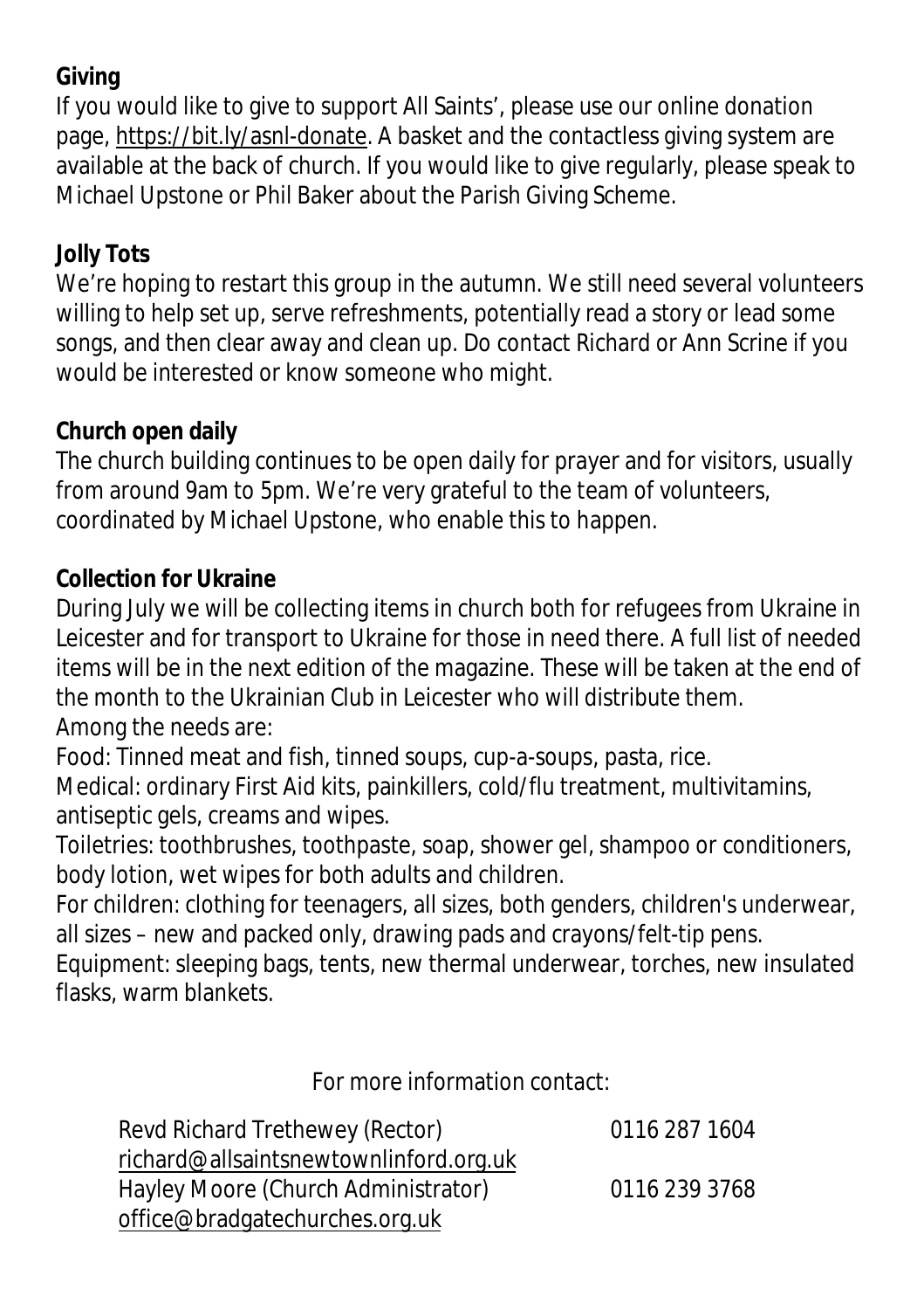**Giving**

If you would like to give to support All Saints', please use our online donation page, https://bit.ly/asnl-donate. A basket and the contactless giving system are available at the back of church. If you would like to give regularly, please speak to Michael Upstone or Phil Baker about the Parish Giving Scheme.

**Jolly Tots**

We're hoping to restart this group in the autumn. We still need several volunteers willing to help set up, serve refreshments, potentially read a story or lead some songs, and then clear away and clean up. Do contact Richard or Ann Scrine if you would be interested or know someone who might.

**Church open daily**

The church building continues to be open daily for prayer and for visitors, usually from around 9am to 5pm. We're very grateful to the team of volunteers, coordinated by Michael Upstone, who enable this to happen.

**Collection for Ukraine**

During July we will be collecting items in church both for refugees from Ukraine in Leicester and for transport to Ukraine for those in need there. A full list of needed items will be in the next edition of the magazine. These will be taken at the end of the month to the Ukrainian Club in Leicester who will distribute them.
Among the needs are:
Food: Tinned meat and fish, tinned soups, cup-a-soups, pasta, rice.
Medical: ordinary First Aid kits, painkillers, cold/flu treatment, multivitamins, antiseptic gels, creams and wipes.
Toiletries: toothbrushes, toothpaste, soap, shower gel, shampoo or conditioners, body lotion, wet wipes for both adults and children.
For children: clothing for teenagers, all sizes, both genders, children's underwear, all sizes – new and packed only, drawing pads and crayons/felt-tip pens.
Equipment: sleeping bags, tents, new thermal underwear, torches, new insulated flasks, warm blankets.

For more information contact:

Revd Richard Trethewey (Rector) 0116 287 1604
richard@allsaintsnewtownlinford.org.uk
Hayley Moore (Church Administrator) 0116 239 3768
office@bradgatechurches.org.uk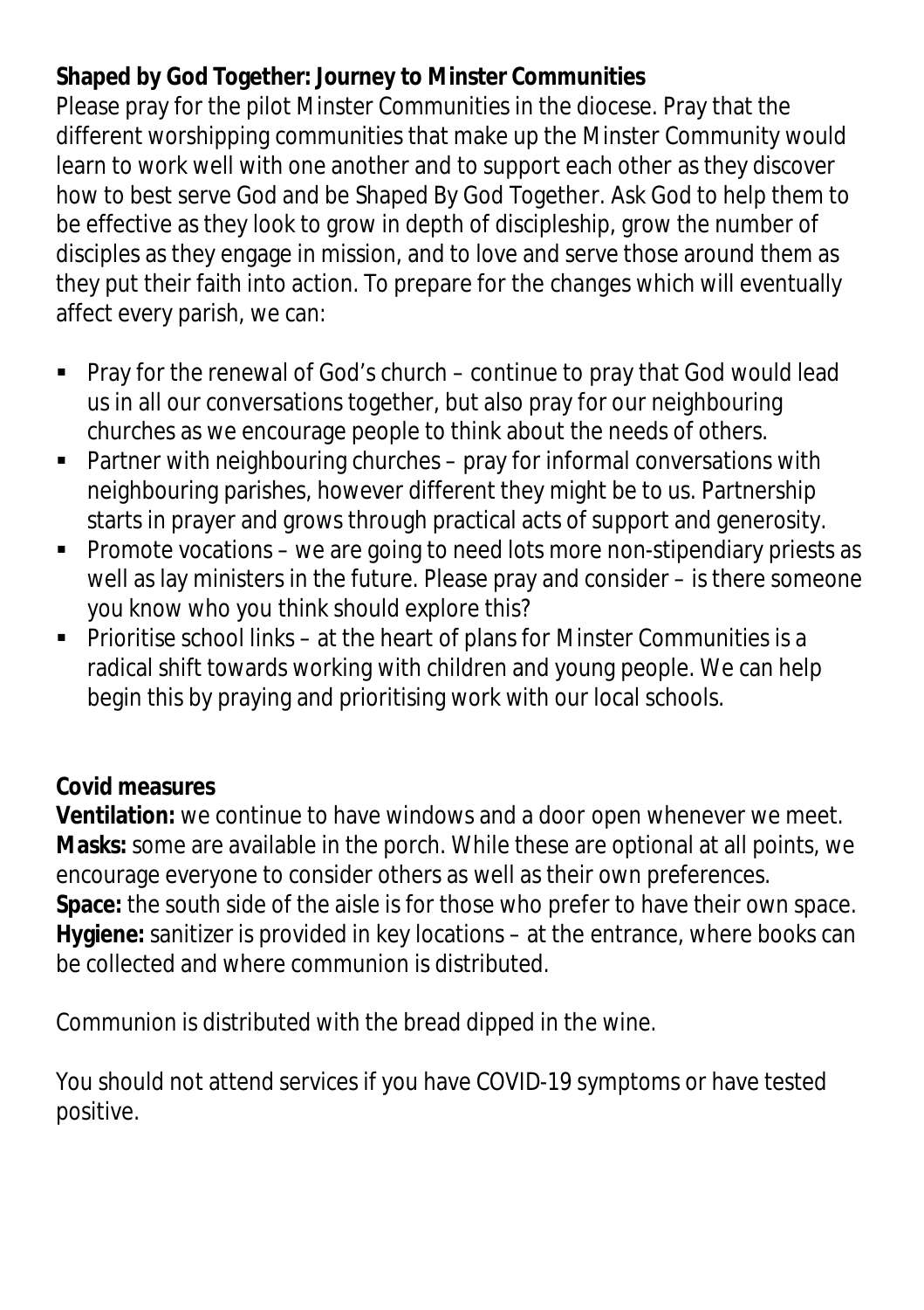**Shaped by God Together: Journey to Minster Communities**

Please pray for the pilot Minster Communities in the diocese. Pray that the different worshipping communities that make up the Minster Community would learn to work well with one another and to support each other as they discover how to best serve God and be Shaped By God Together. Ask God to help them to be effective as they look to grow in depth of discipleship, grow the number of disciples as they engage in mission, and to love and serve those around them as they put their faith into action. To prepare for the changes which will eventually affect every parish, we can:

- Pray for the renewal of God's church – continue to pray that God would lead us in all our conversations together, but also pray for our neighbouring churches as we encourage people to think about the needs of others.
- Partner with neighbouring churches – pray for informal conversations with neighbouring parishes, however different they might be to us. Partnership starts in prayer and grows through practical acts of support and generosity.
- Promote vocations – we are going to need lots more non-stipendiary priests as well as lay ministers in the future. Please pray and consider – is there someone you know who you think should explore this?
- Prioritise school links – at the heart of plans for Minster Communities is a radical shift towards working with children and young people. We can help begin this by praying and prioritising work with our local schools.

**Covid measures**

**Ventilation:** we continue to have windows and a door open whenever we meet.
**Masks:** some are available in the porch. While these are optional at all points, we encourage everyone to consider others as well as their own preferences.
**Space:** the south side of the aisle is for those who prefer to have their own space.
**Hygiene:** sanitizer is provided in key locations – at the entrance, where books can be collected and where communion is distributed.

Communion is distributed with the bread dipped in the wine.

You should not attend services if you have COVID-19 symptoms or have tested positive.